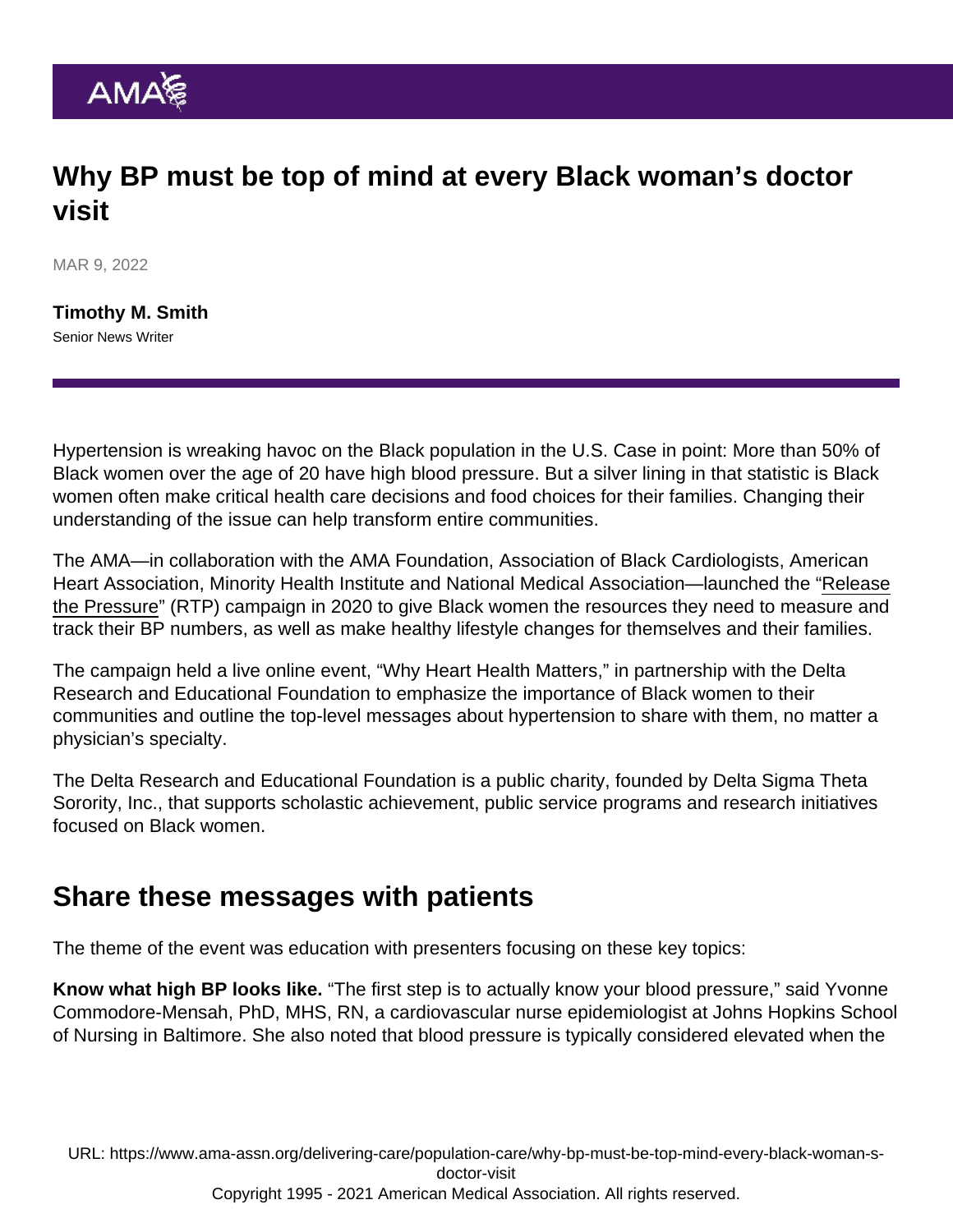# Why BP must be top of mind at every Black woman's doctor visit

MAR 9, 2022

**Timothy M. Smith**
Senior News Writer

Hypertension is wreaking havoc on the Black population in the U.S. Case in point: More than 50% of Black women over the age of 20 have high blood pressure. But a silver lining in that statistic is Black women often make critical health care decisions and food choices for their families. Changing their understanding of the issue can help transform entire communities.

The AMA—in collaboration with the AMA Foundation, Association of Black Cardiologists, American Heart Association, Minority Health Institute and National Medical Association—launched the "Release the Pressure" (RTP) campaign in 2020 to give Black women the resources they need to measure and track their BP numbers, as well as make healthy lifestyle changes for themselves and their families.

The campaign held a live online event, "Why Heart Health Matters," in partnership with the Delta Research and Educational Foundation to emphasize the importance of Black women to their communities and outline the top-level messages about hypertension to share with them, no matter a physician's specialty.

The Delta Research and Educational Foundation is a public charity, founded by Delta Sigma Theta Sorority, Inc., that supports scholastic achievement, public service programs and research initiatives focused on Black women.

## Share these messages with patients

The theme of the event was education with presenters focusing on these key topics:

**Know what high BP looks like.** "The first step is to actually know your blood pressure," said Yvonne Commodore-Mensah, PhD, MHS, RN, a cardiovascular nurse epidemiologist at Johns Hopkins School of Nursing in Baltimore. She also noted that blood pressure is typically considered elevated when the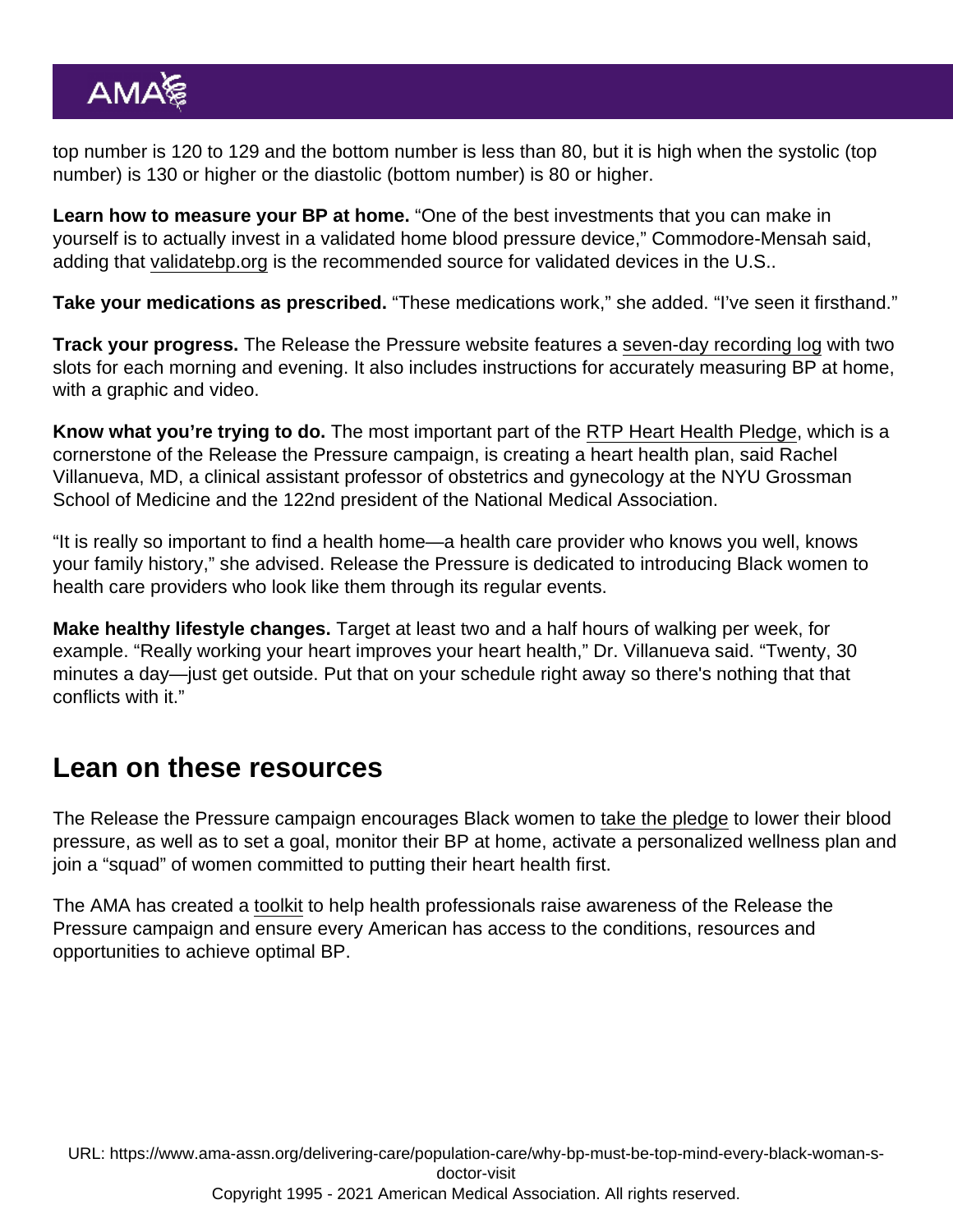top number is 120 to 129 and the bottom number is less than 80, but it is high when the systolic (top number) is 130 or higher or the diastolic (bottom number) is 80 or higher.

**Learn how to measure your BP at home.** "One of the best investments that you can make in yourself is to actually invest in a validated home blood pressure device," Commodore-Mensah said, adding that validatebp.org is the recommended source for validated devices in the U.S..

**Take your medications as prescribed.** "These medications work," she added. "I've seen it firsthand."

**Track your progress.** The Release the Pressure website features a seven-day recording log with two slots for each morning and evening. It also includes instructions for accurately measuring BP at home, with a graphic and video.

**Know what you're trying to do.** The most important part of the RTP Heart Health Pledge, which is a cornerstone of the Release the Pressure campaign, is creating a heart health plan, said Rachel Villanueva, MD, a clinical assistant professor of obstetrics and gynecology at the NYU Grossman School of Medicine and the 122nd president of the National Medical Association.

"It is really so important to find a health home—a health care provider who knows you well, knows your family history," she advised. Release the Pressure is dedicated to introducing Black women to health care providers who look like them through its regular events.

**Make healthy lifestyle changes.** Target at least two and a half hours of walking per week, for example. "Really working your heart improves your heart health," Dr. Villanueva said. "Twenty, 30 minutes a day—just get outside. Put that on your schedule right away so there's nothing that that conflicts with it."

## Lean on these resources

The Release the Pressure campaign encourages Black women to take the pledge to lower their blood pressure, as well as to set a goal, monitor their BP at home, activate a personalized wellness plan and join a "squad" of women committed to putting their heart health first.

The AMA has created a toolkit to help health professionals raise awareness of the Release the Pressure campaign and ensure every American has access to the conditions, resources and opportunities to achieve optimal BP.